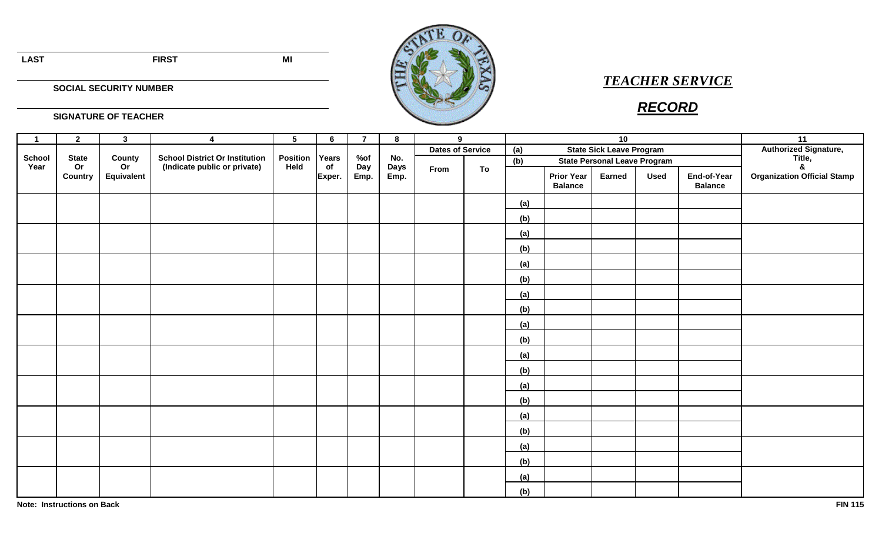LAST　　　　　　　　　　FIRST　　　　　　　　　　MI

SOCIAL SECURITY NUMBER

SIGNATURE OF TEACHER

# *TEACHER SERVICE*

# ***RECORD***

| 1 | 2 | 3 | 4 | 5 | 6 | 7 | 8 | 9 | | 10 | | | | | 11 |
|---|---|---|---|---|---|---|---|---|---|---|---|---|---|---|---|
| School Year | State Or Country | County Or Equivalent | School District Or Institution (Indicate public or private) | Position Held | Years of Exper. | %of Day Emp. | No. Days Emp. | Dates of Service | | (a) State Sick Leave Program (b) State Personal Leave Program | | | | | Authorized Signature, Title, & Organization Official Stamp |
| | | | | | | | | From | To | | Prior Year Balance | Earned | Used | End-of-Year Balance | |
| | | | | | | | | | | (a) | | | | | |
| | | | | | | | | | | (b) | | | | | |
| | | | | | | | | | | (a) | | | | | |
| | | | | | | | | | | (b) | | | | | |
| | | | | | | | | | | (a) | | | | | |
| | | | | | | | | | | (b) | | | | | |
| | | | | | | | | | | (a) | | | | | |
| | | | | | | | | | | (b) | | | | | |
| | | | | | | | | | | (a) | | | | | |
| | | | | | | | | | | (b) | | | | | |
| | | | | | | | | | | (a) | | | | | |
| | | | | | | | | | | (b) | | | | | |
| | | | | | | | | | | (a) | | | | | |
| | | | | | | | | | | (b) | | | | | |
| | | | | | | | | | | (a) | | | | | |
| | | | | | | | | | | (b) | | | | | |
| | | | | | | | | | | (a) | | | | | |
| | | | | | | | | | | (b) | | | | | |
| | | | | | | | | | | (a) | | | | | |
| | | | | | | | | | | (b) | | | | | |

**Note: Instructions on Back**

**FIN 115**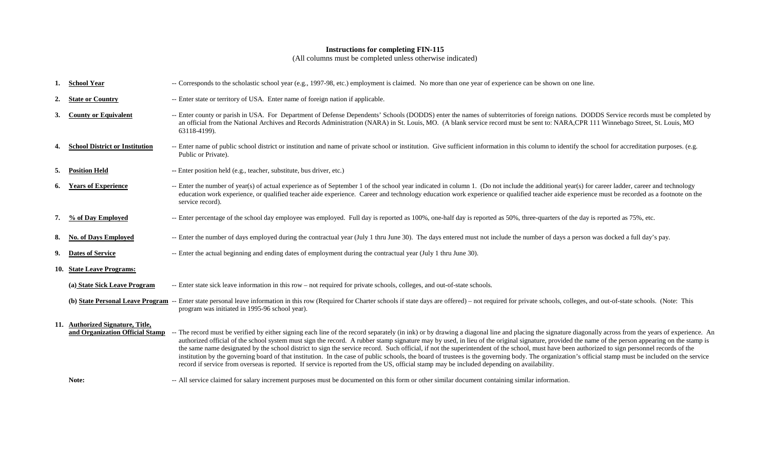# Instructions for completing FIN-115

(All columns must be completed unless otherwise indicated)

1. **School Year** -- Corresponds to the scholastic school year (e.g., 1997-98, etc.) employment is claimed. No more than one year of experience can be shown on one line.

2. **State or Country** -- Enter state or territory of USA. Enter name of foreign nation if applicable.

3. **County or Equivalent** -- Enter county or parish in USA. For Department of Defense Dependents' Schools (DODDS) enter the names of subterritories of foreign nations. DODDS Service records must be completed by an official from the National Archives and Records Administration (NARA) in St. Louis, MO. (A blank service record must be sent to: NARA,CPR 111 Winnebago Street, St. Louis, MO 63118-4199).

4. **School District or Institution** -- Enter name of public school district or institution and name of private school or institution. Give sufficient information in this column to identify the school for accreditation purposes. (e.g. Public or Private).

5. **Position Held** -- Enter position held (e.g., teacher, substitute, bus driver, etc.)

6. **Years of Experience** -- Enter the number of year(s) of actual experience as of September 1 of the school year indicated in column 1. (Do not include the additional year(s) for career ladder, career and technology education work experience, or qualified teacher aide experience. Career and technology education work experience or qualified teacher aide experience must be recorded as a footnote on the service record).

7. **% of Day Employed** -- Enter percentage of the school day employee was employed. Full day is reported as 100%, one-half day is reported as 50%, three-quarters of the day is reported as 75%, etc.

8. **No. of Days Employed** -- Enter the number of days employed during the contractual year (July 1 thru June 30). The days entered must not include the number of days a person was docked a full day's pay.

9. **Dates of Service** -- Enter the actual beginning and ending dates of employment during the contractual year (July 1 thru June 30).

10. **State Leave Programs:**

    **(a) State Sick Leave Program** -- Enter state sick leave information in this row – not required for private schools, colleges, and out-of-state schools.

    **(b) State Personal Leave Program** -- Enter state personal leave information in this row (Required for Charter schools if state days are offered) – not required for private schools, colleges, and out-of-state schools. (Note: This program was initiated in 1995-96 school year).

11. **Authorized Signature, Title, and Organization Official Stamp** -- The record must be verified by either signing each line of the record separately (in ink) or by drawing a diagonal line and placing the signature diagonally across from the years of experience. An authorized official of the school system must sign the record. A rubber stamp signature may by used, in lieu of the original signature, provided the name of the person appearing on the stamp is the same name designated by the school district to sign the service record. Such official, if not the superintendent of the school, must have been authorized to sign personnel records of the institution by the governing board of that institution. In the case of public schools, the board of trustees is the governing body. The organization's official stamp must be included on the service record if service from overseas is reported. If service is reported from the US, official stamp may be included depending on availability.

**Note:** -- All service claimed for salary increment purposes must be documented on this form or other similar document containing similar information.